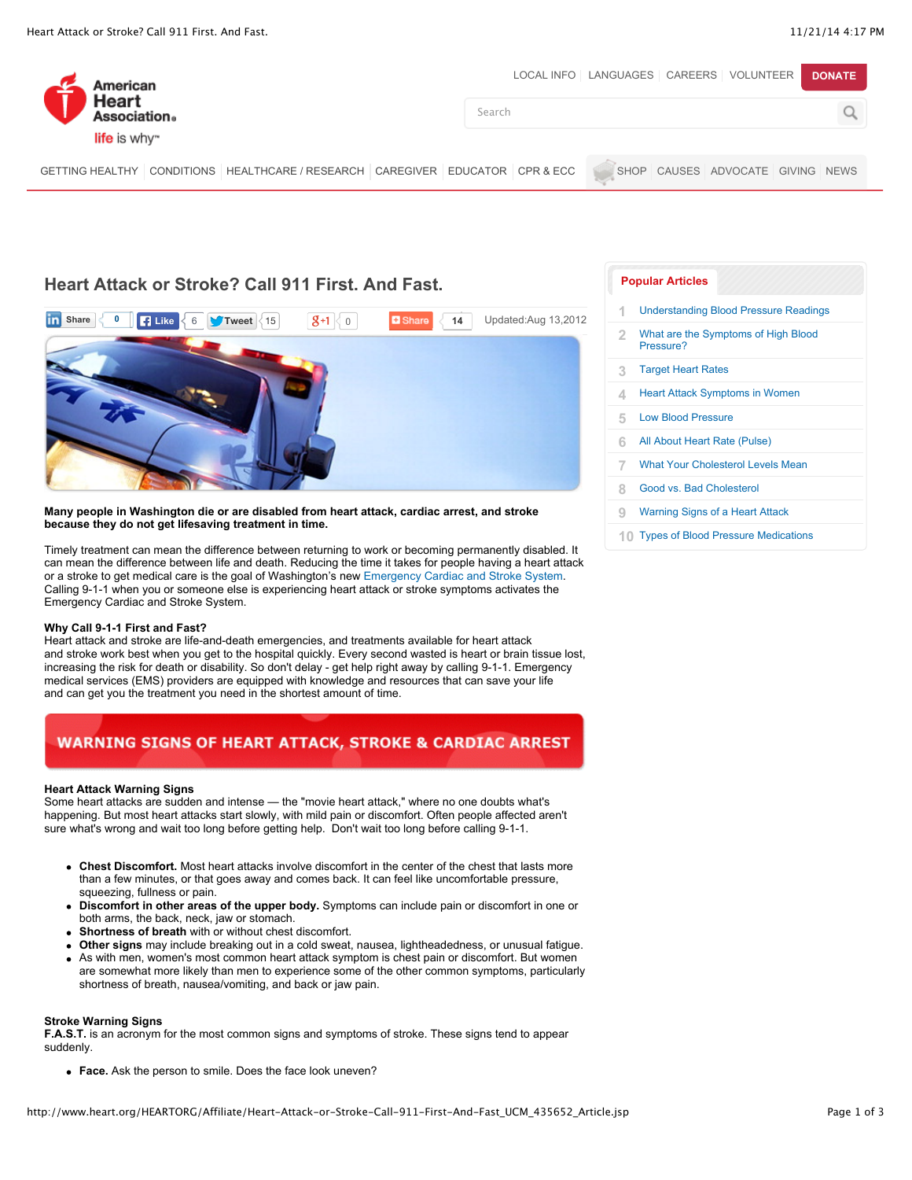# Heart Attack or Stroke? Call 911 First. And Fast.

Updated:Aug 13,2012

**Many people in Washington die or are disabled from heart attack, cardiac arrest, and stroke because they do not get lifesaving treatment in time.**

Timely treatment can mean the difference between returning to work or becoming permanently disabled. It can mean the difference between life and death. Reducing the time it takes for people having a heart attack or a stroke to get medical care is the goal of Washington's new Emergency Cardiac and Stroke System. Calling 9-1-1 when you or someone else is experiencing heart attack or stroke symptoms activates the Emergency Cardiac and Stroke System.

**Why Call 9-1-1 First and Fast?**
Heart attack and stroke are life-and-death emergencies, and treatments available for heart attack and stroke work best when you get to the hospital quickly. Every second wasted is heart or brain tissue lost, increasing the risk for death or disability. So don't delay - get help right away by calling 9-1-1. Emergency medical services (EMS) providers are equipped with knowledge and resources that can save your life and can get you the treatment you need in the shortest amount of time.

## WARNING SIGNS OF HEART ATTACK, STROKE & CARDIAC ARREST

**Heart Attack Warning Signs**
Some heart attacks are sudden and intense — the "movie heart attack," where no one doubts what's happening. But most heart attacks start slowly, with mild pain or discomfort. Often people affected aren't sure what's wrong and wait too long before getting help. Don't wait too long before calling 9-1-1.

- **Chest Discomfort.** Most heart attacks involve discomfort in the center of the chest that lasts more than a few minutes, or that goes away and comes back. It can feel like uncomfortable pressure, squeezing, fullness or pain.
- **Discomfort in other areas of the upper body.** Symptoms can include pain or discomfort in one or both arms, the back, neck, jaw or stomach.
- **Shortness of breath** with or without chest discomfort.
- **Other signs** may include breaking out in a cold sweat, nausea, lightheadedness, or unusual fatigue.
- As with men, women's most common heart attack symptom is chest pain or discomfort. But women are somewhat more likely than men to experience some of the other common symptoms, particularly shortness of breath, nausea/vomiting, and back or jaw pain.

**Stroke Warning Signs**
**F.A.S.T.** is an acronym for the most common signs and symptoms of stroke. These signs tend to appear suddenly.

- **Face.** Ask the person to smile. Does the face look uneven?

**Popular Articles**

1. Understanding Blood Pressure Readings
2. What are the Symptoms of High Blood Pressure?
3. Target Heart Rates
4. Heart Attack Symptoms in Women
5. Low Blood Pressure
6. All About Heart Rate (Pulse)
7. What Your Cholesterol Levels Mean
8. Good vs. Bad Cholesterol
9. Warning Signs of a Heart Attack
10. Types of Blood Pressure Medications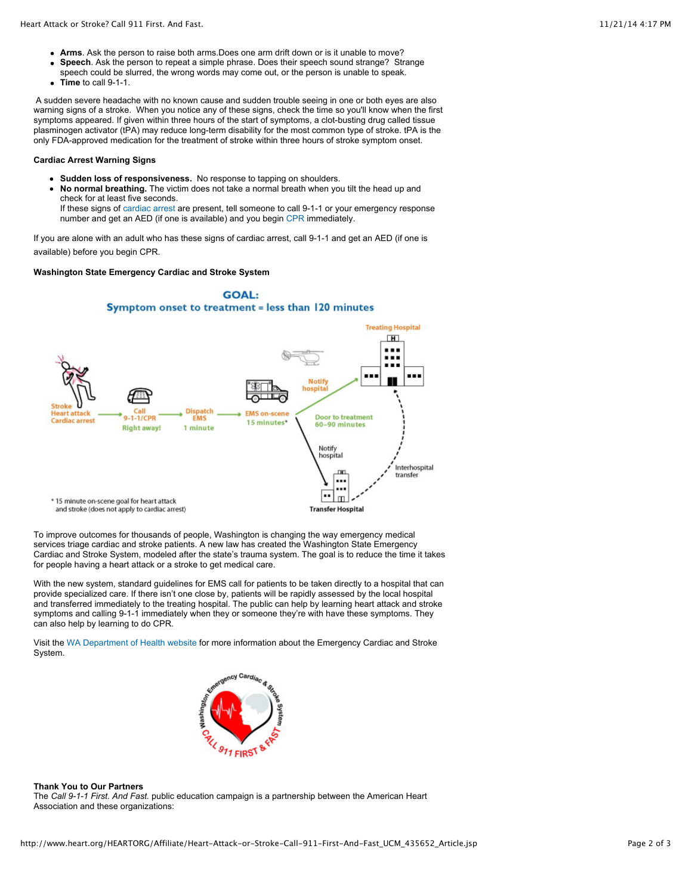- **Arms**. Ask the person to raise both arms.Does one arm drift down or is it unable to move?
- **Speech**. Ask the person to repeat a simple phrase. Does their speech sound strange? Strange speech could be slurred, the wrong words may come out, or the person is unable to speak.
- **Time** to call 9-1-1.

A sudden severe headache with no known cause and sudden trouble seeing in one or both eyes are also warning signs of a stroke. When you notice any of these signs, check the time so you'll know when the first symptoms appeared. If given within three hours of the start of symptoms, a clot-busting drug called tissue plasminogen activator (tPA) may reduce long-term disability for the most common type of stroke. tPA is the only FDA-approved medication for the treatment of stroke within three hours of stroke symptom onset.

**Cardiac Arrest Warning Signs**

- **Sudden loss of responsiveness.** No response to tapping on shoulders.
- **No normal breathing.** The victim does not take a normal breath when you tilt the head up and check for at least five seconds.
  If these signs of cardiac arrest are present, tell someone to call 9-1-1 or your emergency response number and get an AED (if one is available) and you begin CPR immediately.

If you are alone with an adult who has these signs of cardiac arrest, call 9-1-1 and get an AED (if one is available) before you begin CPR.

**Washington State Emergency Cardiac and Stroke System**

**GOAL: Symptom onset to treatment = less than 120 minutes**

Stroke / Heart attack / Cardiac arrest → Call 9-1-1/CPR Right away! → Dispatch EMS 1 minute → EMS on-scene 15 minutes* → Notify hospital → Treating Hospital (Door to treatment 60–90 minutes); or Notify hospital → Transfer Hospital → Interhospital transfer → Treating Hospital

\* 15 minute on-scene goal for heart attack and stroke (does not apply to cardiac arrest)

To improve outcomes for thousands of people, Washington is changing the way emergency medical services triage cardiac and stroke patients. A new law has created the Washington State Emergency Cardiac and Stroke System, modeled after the state's trauma system. The goal is to reduce the time it takes for people having a heart attack or a stroke to get medical care.

With the new system, standard guidelines for EMS call for patients to be taken directly to a hospital that can provide specialized care. If there isn't one close by, patients will be rapidly assessed by the local hospital and transferred immediately to the treating hospital. The public can help by learning heart attack and stroke symptoms and calling 9-1-1 immediately when they or someone they're with have these symptoms. They can also help by learning to do CPR.

Visit the WA Department of Health website for more information about the Emergency Cardiac and Stroke System.

**Thank You to Our Partners**
The *Call 9-1-1 First. And Fast.* public education campaign is a partnership between the American Heart Association and these organizations: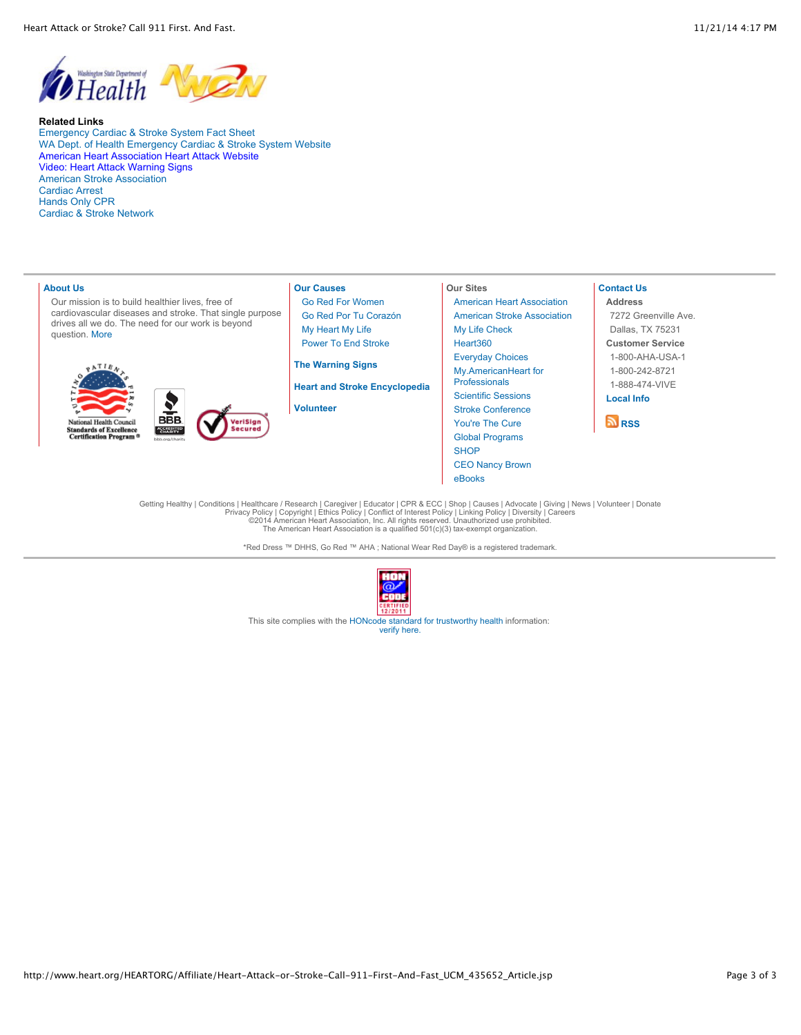**Related Links**

Emergency Cardiac & Stroke System Fact Sheet
WA Dept. of Health Emergency Cardiac & Stroke System Website
American Heart Association Heart Attack Website
Video: Heart Attack Warning Signs
American Stroke Association
Cardiac Arrest
Hands Only CPR
Cardiac & Stroke Network

**About Us**

Our mission is to build healthier lives, free of cardiovascular diseases and stroke. That single purpose drives all we do. The need for our work is beyond question. More

**Our Causes**

- Go Red For Women
- Go Red Por Tu Corazón
- My Heart My Life
- Power To End Stroke

**The Warning Signs**

**Heart and Stroke Encyclopedia**

**Volunteer**

**Our Sites**

- American Heart Association
- American Stroke Association
- My Life Check
- Heart360
- Everyday Choices
- My.AmericanHeart for Professionals
- Scientific Sessions
- Stroke Conference
- You're The Cure
- Global Programs
- SHOP
- CEO Nancy Brown
- eBooks

**Contact Us**

**Address**
7272 Greenville Ave.
Dallas, TX 75231

**Customer Service**
1-800-AHA-USA-1
1-800-242-8721
1-888-474-VIVE

**Local Info**

RSS

Getting Healthy | Conditions | Healthcare / Research | Caregiver | Educator | CPR & ECC | Shop | Causes | Advocate | Giving | News | Volunteer | Donate
Privacy Policy | Copyright | Ethics Policy | Conflict of Interest Policy | Linking Policy | Diversity | Careers
©2014 American Heart Association, Inc. All rights reserved. Unauthorized use prohibited.
The American Heart Association is a qualified 501(c)(3) tax-exempt organization.

*Red Dress ™ DHHS, Go Red ™ AHA ; National Wear Red Day® is a registered trademark.

This site complies with the HONcode standard for trustworthy health information: verify here.